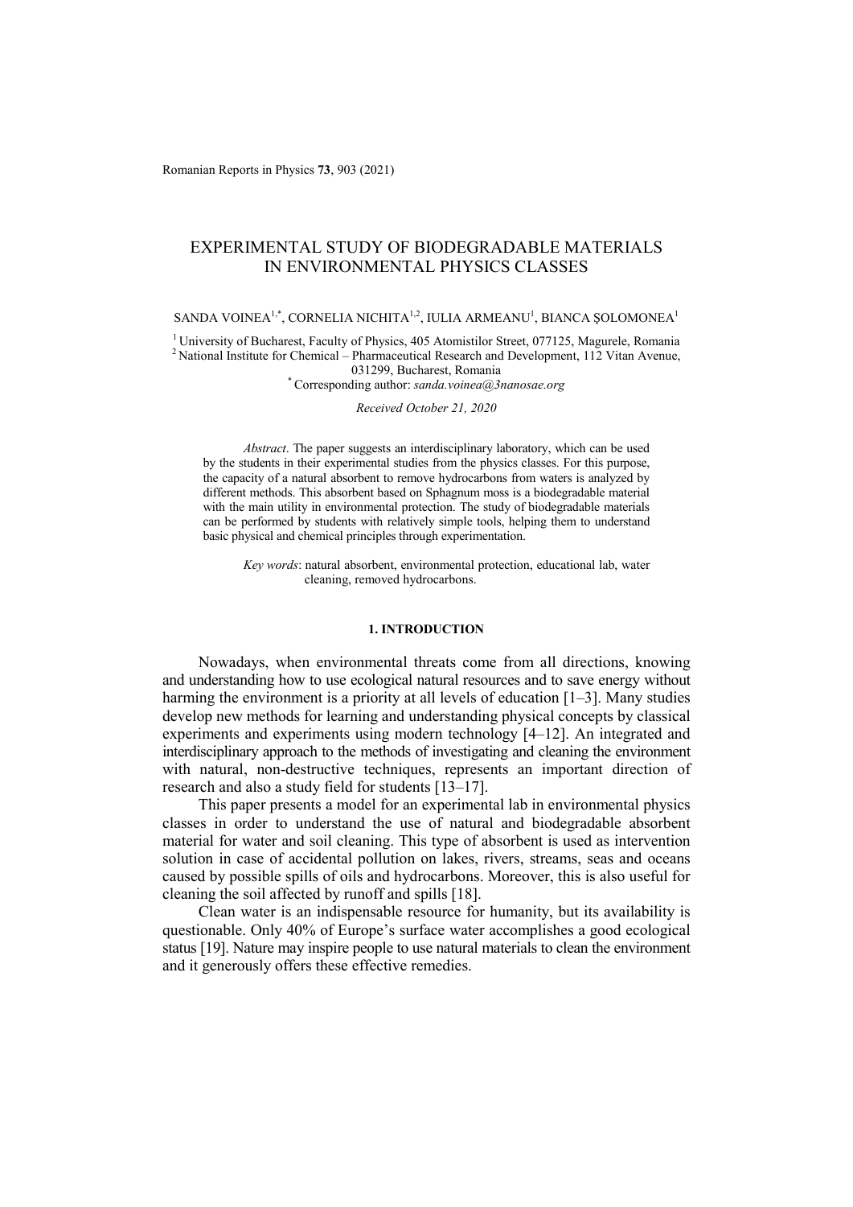# EXPERIMENTAL STUDY OF BIODEGRADABLE MATERIALS IN ENVIRONMENTAL PHYSICS CLASSES

SANDA VOINEA[1,*], CORNELIA NICHITA[1,2], IULIA ARMEANU[1], BIANCA ŞOLOMONEA[1]

[1] University of Bucharest, Faculty of Physics, 405 Atomistilor Street, 077125, Magurele, Romania
[2] National Institute for Chemical – Pharmaceutical Research and Development, 112 Vitan Avenue, 031299, Bucharest, Romania
[*] Corresponding author: *sanda.voinea@3nanosae.org*

*Received October 21, 2020*

*Abstract*. The paper suggests an interdisciplinary laboratory, which can be used by the students in their experimental studies from the physics classes. For this purpose, the capacity of a natural absorbent to remove hydrocarbons from waters is analyzed by different methods. This absorbent based on Sphagnum moss is a biodegradable material with the main utility in environmental protection. The study of biodegradable materials can be performed by students with relatively simple tools, helping them to understand basic physical and chemical principles through experimentation.

*Key words*: natural absorbent, environmental protection, educational lab, water cleaning, removed hydrocarbons.

## 1. INTRODUCTION

Nowadays, when environmental threats come from all directions, knowing and understanding how to use ecological natural resources and to save energy without harming the environment is a priority at all levels of education [1–3]. Many studies develop new methods for learning and understanding physical concepts by classical experiments and experiments using modern technology [4–12]. An integrated and interdisciplinary approach to the methods of investigating and cleaning the environment with natural, non-destructive techniques, represents an important direction of research and also a study field for students [13–17].

This paper presents a model for an experimental lab in environmental physics classes in order to understand the use of natural and biodegradable absorbent material for water and soil cleaning. This type of absorbent is used as intervention solution in case of accidental pollution on lakes, rivers, streams, seas and oceans caused by possible spills of oils and hydrocarbons. Moreover, this is also useful for cleaning the soil affected by runoff and spills [18].

Clean water is an indispensable resource for humanity, but its availability is questionable. Only 40% of Europe's surface water accomplishes a good ecological status [19]. Nature may inspire people to use natural materials to clean the environment and it generously offers these effective remedies.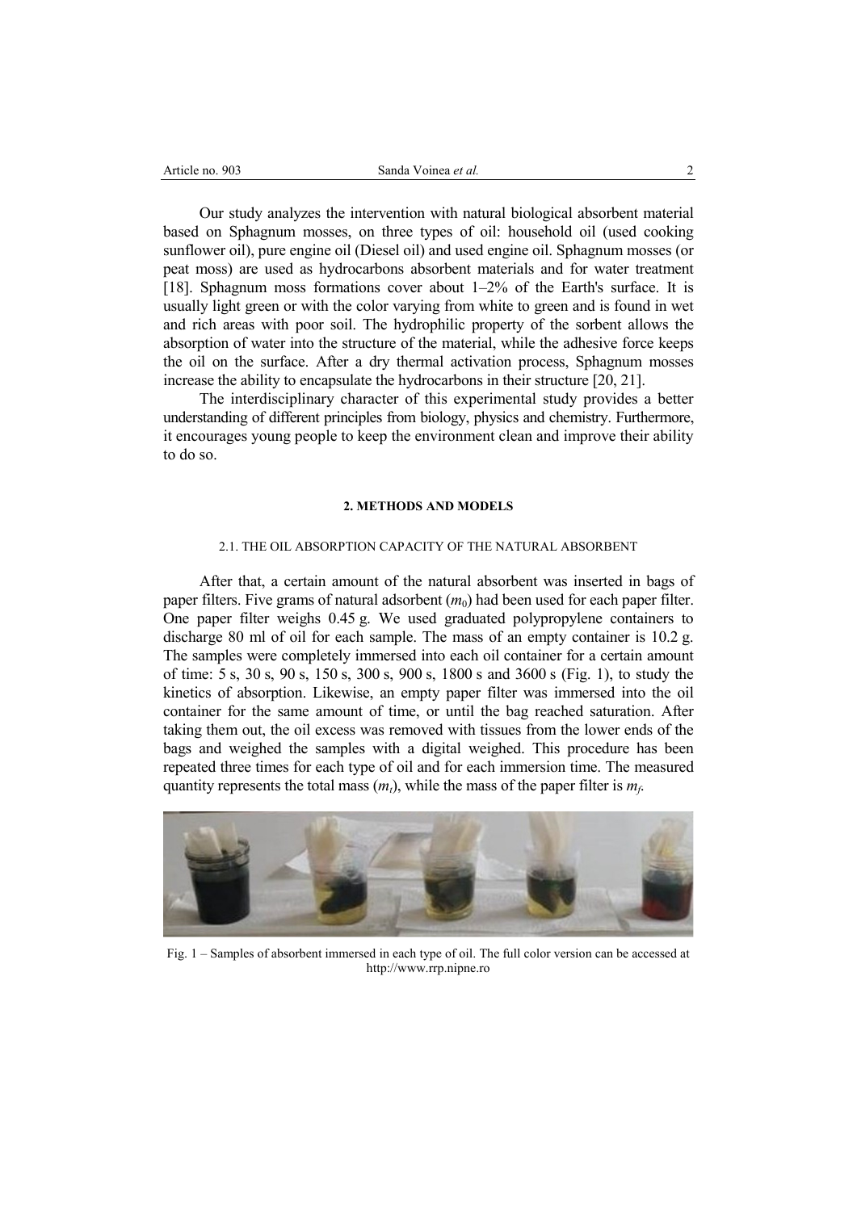Our study analyzes the intervention with natural biological absorbent material based on Sphagnum mosses, on three types of oil: household oil (used cooking sunflower oil), pure engine oil (Diesel oil) and used engine oil. Sphagnum mosses (or peat moss) are used as hydrocarbons absorbent materials and for water treatment [18]. Sphagnum moss formations cover about 1–2% of the Earth's surface. It is usually light green or with the color varying from white to green and is found in wet and rich areas with poor soil. The hydrophilic property of the sorbent allows the absorption of water into the structure of the material, while the adhesive force keeps the oil on the surface. After a dry thermal activation process, Sphagnum mosses increase the ability to encapsulate the hydrocarbons in their structure [20, 21].

The interdisciplinary character of this experimental study provides a better understanding of different principles from biology, physics and chemistry. Furthermore, it encourages young people to keep the environment clean and improve their ability to do so.

## 2. METHODS AND MODELS

### 2.1. THE OIL ABSORPTION CAPACITY OF THE NATURAL ABSORBENT

After that, a certain amount of the natural absorbent was inserted in bags of paper filters. Five grams of natural adsorbent ($m_0$) had been used for each paper filter. One paper filter weighs 0.45 g. We used graduated polypropylene containers to discharge 80 ml of oil for each sample. The mass of an empty container is 10.2 g. The samples were completely immersed into each oil container for a certain amount of time: 5 s, 30 s, 90 s, 150 s, 300 s, 900 s, 1800 s and 3600 s (Fig. 1), to study the kinetics of absorption. Likewise, an empty paper filter was immersed into the oil container for the same amount of time, or until the bag reached saturation. After taking them out, the oil excess was removed with tissues from the lower ends of the bags and weighed the samples with a digital weighed. This procedure has been repeated three times for each type of oil and for each immersion time. The measured quantity represents the total mass ($m_t$), while the mass of the paper filter is $m_f$.

Fig. 1 – Samples of absorbent immersed in each type of oil. The full color version can be accessed at http://www.rrp.nipne.ro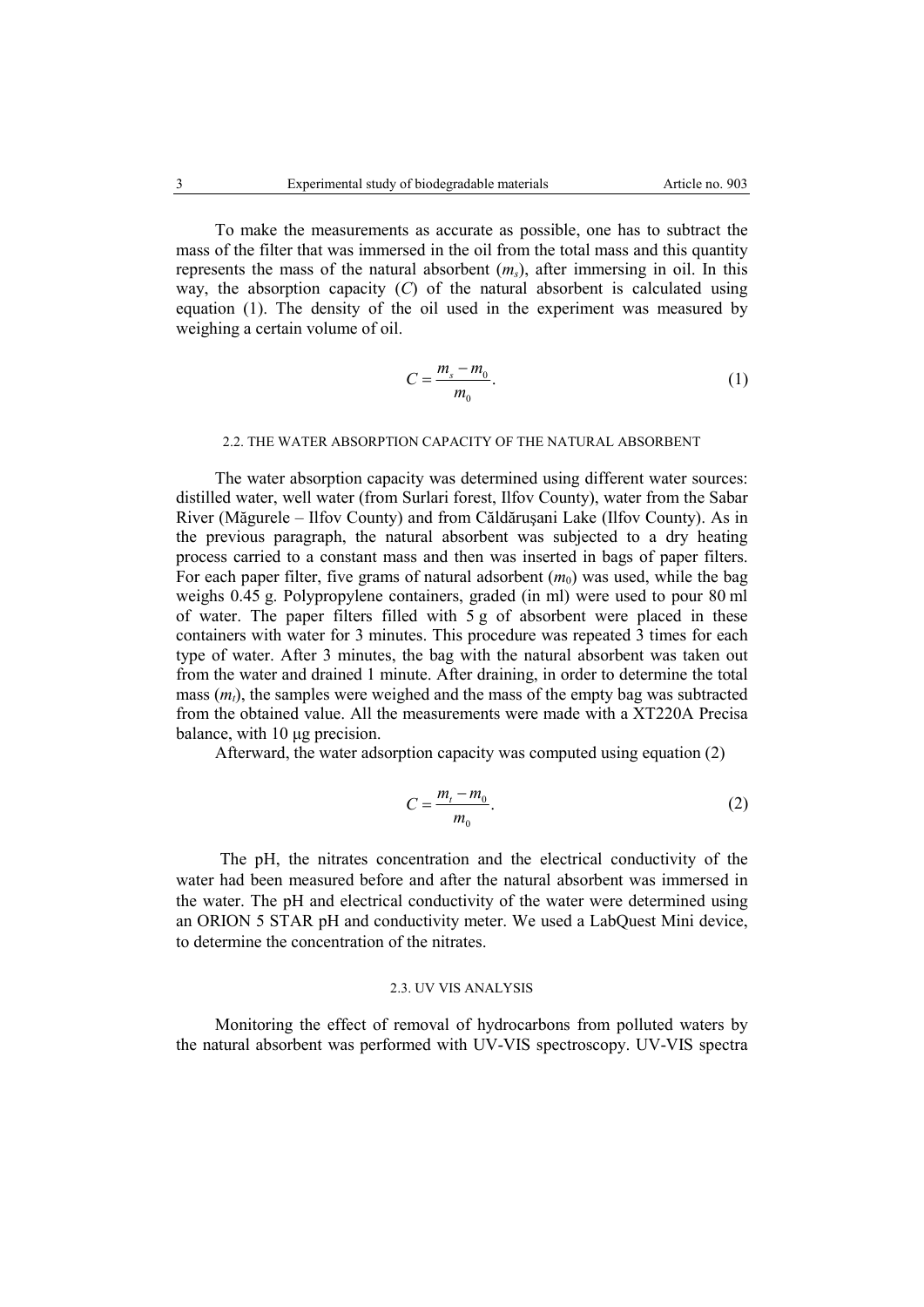To make the measurements as accurate as possible, one has to subtract the mass of the filter that was immersed in the oil from the total mass and this quantity represents the mass of the natural absorbent ($m_s$), after immersing in oil. In this way, the absorption capacity ($C$) of the natural absorbent is calculated using equation (1). The density of the oil used in the experiment was measured by weighing a certain volume of oil.

$$C = \frac{m_s - m_0}{m_0}. \tag{1}$$

### 2.2. THE WATER ABSORPTION CAPACITY OF THE NATURAL ABSORBENT

The water absorption capacity was determined using different water sources: distilled water, well water (from Surlari forest, Ilfov County), water from the Sabar River (Măgurele – Ilfov County) and from Căldăruşani Lake (Ilfov County). As in the previous paragraph, the natural absorbent was subjected to a dry heating process carried to a constant mass and then was inserted in bags of paper filters. For each paper filter, five grams of natural adsorbent ($m_0$) was used, while the bag weighs 0.45 g. Polypropylene containers, graded (in ml) were used to pour 80 ml of water. The paper filters filled with 5 g of absorbent were placed in these containers with water for 3 minutes. This procedure was repeated 3 times for each type of water. After 3 minutes, the bag with the natural absorbent was taken out from the water and drained 1 minute. After draining, in order to determine the total mass ($m_t$), the samples were weighed and the mass of the empty bag was subtracted from the obtained value. All the measurements were made with a XT220A Precisa balance, with 10 μg precision.

Afterward, the water adsorption capacity was computed using equation (2)

$$C = \frac{m_t - m_0}{m_0}. \tag{2}$$

The pH, the nitrates concentration and the electrical conductivity of the water had been measured before and after the natural absorbent was immersed in the water. The pH and electrical conductivity of the water were determined using an ORION 5 STAR pH and conductivity meter. We used a LabQuest Mini device, to determine the concentration of the nitrates.

### 2.3. UV VIS ANALYSIS

Monitoring the effect of removal of hydrocarbons from polluted waters by the natural absorbent was performed with UV-VIS spectroscopy. UV-VIS spectra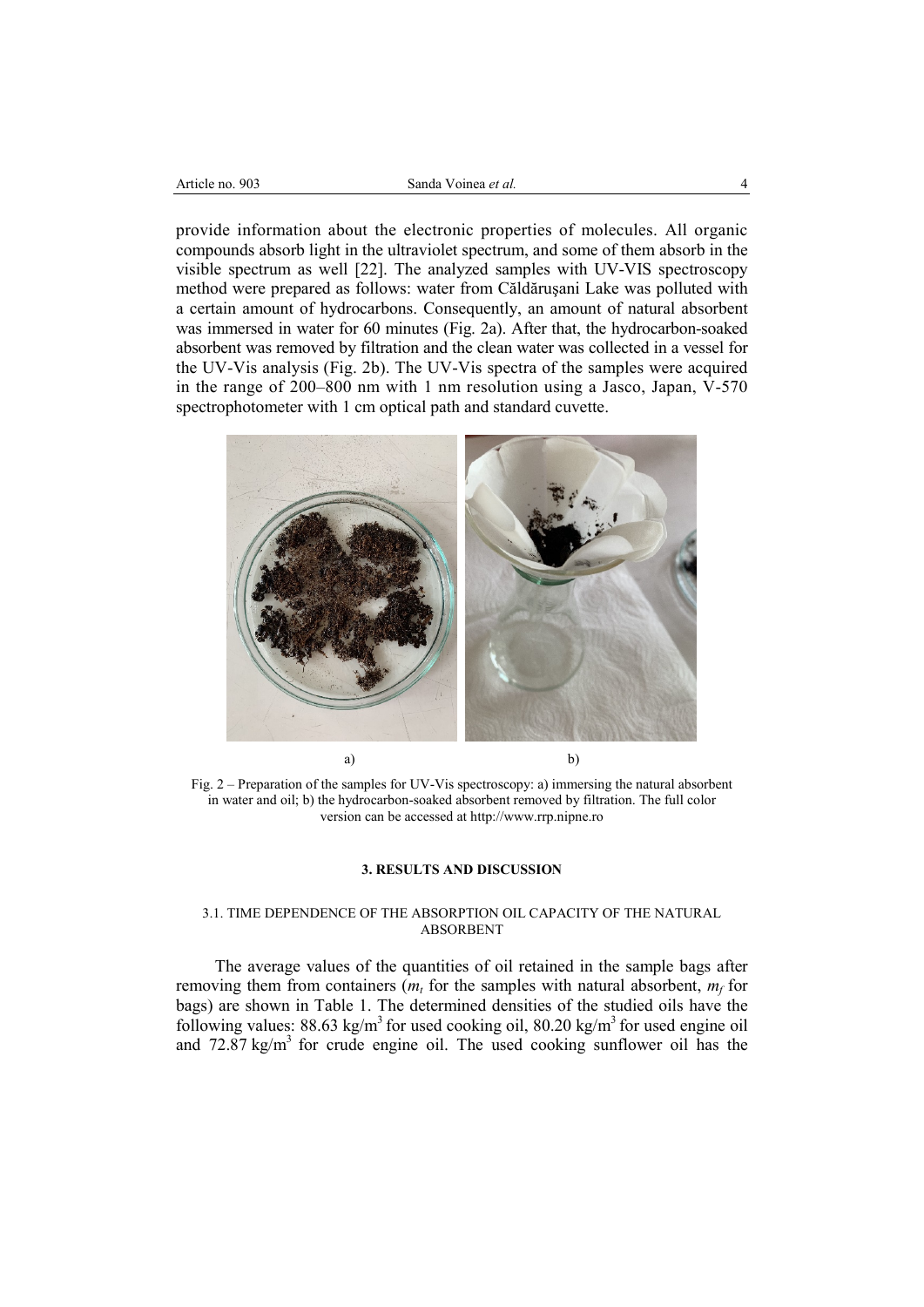provide information about the electronic properties of molecules. All organic compounds absorb light in the ultraviolet spectrum, and some of them absorb in the visible spectrum as well [22]. The analyzed samples with UV-VIS spectroscopy method were prepared as follows: water from Căldăruşani Lake was polluted with a certain amount of hydrocarbons. Consequently, an amount of natural absorbent was immersed in water for 60 minutes (Fig. 2a). After that, the hydrocarbon-soaked absorbent was removed by filtration and the clean water was collected in a vessel for the UV-Vis analysis (Fig. 2b). The UV-Vis spectra of the samples were acquired in the range of 200–800 nm with 1 nm resolution using a Jasco, Japan, V-570 spectrophotometer with 1 cm optical path and standard cuvette.

a) b)

Fig. 2 – Preparation of the samples for UV-Vis spectroscopy: a) immersing the natural absorbent in water and oil; b) the hydrocarbon-soaked absorbent removed by filtration. The full color version can be accessed at http://www.rrp.nipne.ro

## 3. RESULTS AND DISCUSSION

### 3.1. TIME DEPENDENCE OF THE ABSORPTION OIL CAPACITY OF THE NATURAL ABSORBENT

The average values of the quantities of oil retained in the sample bags after removing them from containers ($m_t$ for the samples with natural absorbent, $m_f$ for bags) are shown in Table 1. The determined densities of the studied oils have the following values: 88.63 kg/m$^3$ for used cooking oil, 80.20 kg/m$^3$ for used engine oil and 72.87 kg/m$^3$ for crude engine oil. The used cooking sunflower oil has the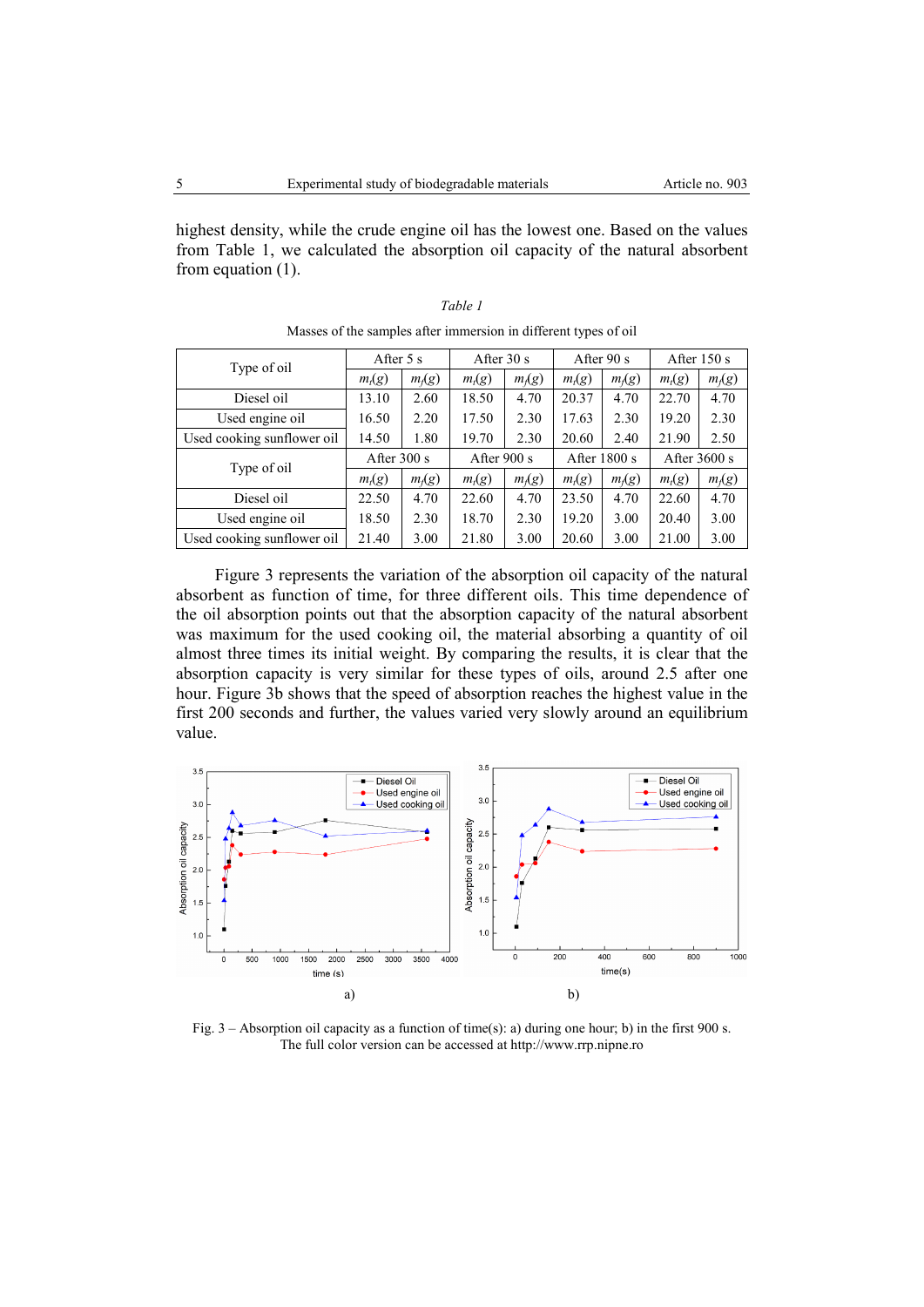highest density, while the crude engine oil has the lowest one. Based on the values from Table 1, we calculated the absorption oil capacity of the natural absorbent from equation (1).

*Table 1*

Masses of the samples after immersion in different types of oil

| Type of oil | After 5 s | | After 30 s | | After 90 s | | After 150 s | |
|---|---|---|---|---|---|---|---|---|
| | $m_t(g)$ | $m_f(g)$ | $m_t(g)$ | $m_f(g)$ | $m_t(g)$ | $m_f(g)$ | $m_t(g)$ | $m_f(g)$ |
| Diesel oil | 13.10 | 2.60 | 18.50 | 4.70 | 20.37 | 4.70 | 22.70 | 4.70 |
| Used engine oil | 16.50 | 2.20 | 17.50 | 2.30 | 17.63 | 2.30 | 19.20 | 2.30 |
| Used cooking sunflower oil | 14.50 | 1.80 | 19.70 | 2.30 | 20.60 | 2.40 | 21.90 | 2.50 |
| Type of oil | After 300 s | | After 900 s | | After 1800 s | | After 3600 s | |
| | $m_t(g)$ | $m_f(g)$ | $m_t(g)$ | $m_f(g)$ | $m_t(g)$ | $m_f(g)$ | $m_t(g)$ | $m_f(g)$ |
| Diesel oil | 22.50 | 4.70 | 22.60 | 4.70 | 23.50 | 4.70 | 22.60 | 4.70 |
| Used engine oil | 18.50 | 2.30 | 18.70 | 2.30 | 19.20 | 3.00 | 20.40 | 3.00 |
| Used cooking sunflower oil | 21.40 | 3.00 | 21.80 | 3.00 | 20.60 | 3.00 | 21.00 | 3.00 |

Figure 3 represents the variation of the absorption oil capacity of the natural absorbent as function of time, for three different oils. This time dependence of the oil absorption points out that the absorption capacity of the natural absorbent was maximum for the used cooking oil, the material absorbing a quantity of oil almost three times its initial weight. By comparing the results, it is clear that the absorption capacity is very similar for these types of oils, around 2.5 after one hour. Figure 3b shows that the speed of absorption reaches the highest value in the first 200 seconds and further, the values varied very slowly around an equilibrium value.

Fig. 3 – Absorption oil capacity as a function of time(s): a) during one hour; b) in the first 900 s. The full color version can be accessed at http://www.rrp.nipne.ro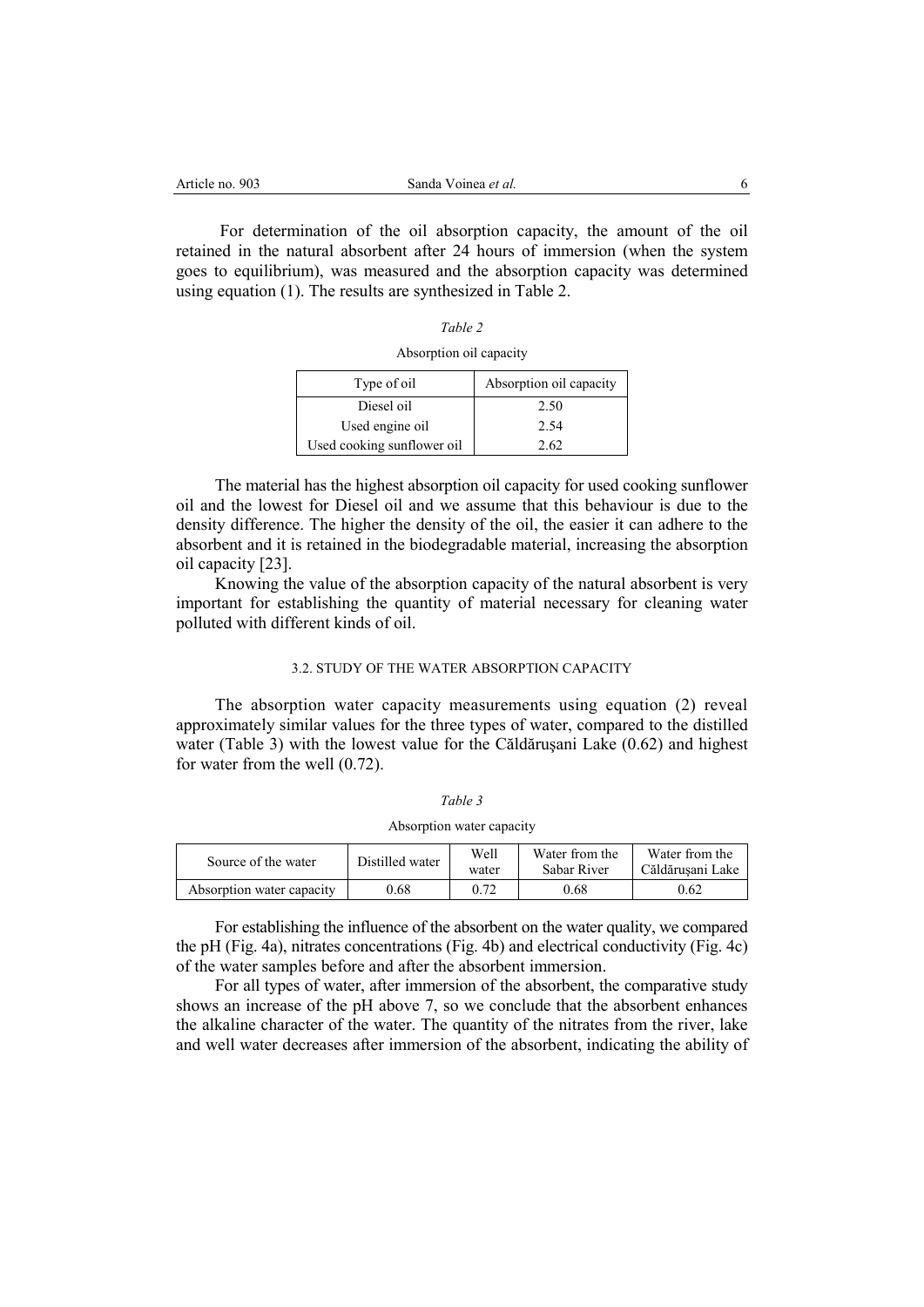For determination of the oil absorption capacity, the amount of the oil retained in the natural absorbent after 24 hours of immersion (when the system goes to equilibrium), was measured and the absorption capacity was determined using equation (1). The results are synthesized in Table 2.

*Table 2*

Absorption oil capacity

| Type of oil | Absorption oil capacity |
|---|---|
| Diesel oil | 2.50 |
| Used engine oil | 2.54 |
| Used cooking sunflower oil | 2.62 |

The material has the highest absorption oil capacity for used cooking sunflower oil and the lowest for Diesel oil and we assume that this behaviour is due to the density difference. The higher the density of the oil, the easier it can adhere to the absorbent and it is retained in the biodegradable material, increasing the absorption oil capacity [23].

Knowing the value of the absorption capacity of the natural absorbent is very important for establishing the quantity of material necessary for cleaning water polluted with different kinds of oil.

### 3.2. STUDY OF THE WATER ABSORPTION CAPACITY

The absorption water capacity measurements using equation (2) reveal approximately similar values for the three types of water, compared to the distilled water (Table 3) with the lowest value for the Căldăruşani Lake (0.62) and highest for water from the well (0.72).

*Table 3*

Absorption water capacity

| Source of the water | Distilled water | Well water | Water from the Sabar River | Water from the Căldăruşani Lake |
|---|---|---|---|---|
| Absorption water capacity | 0.68 | 0.72 | 0.68 | 0.62 |

For establishing the influence of the absorbent on the water quality, we compared the pH (Fig. 4a), nitrates concentrations (Fig. 4b) and electrical conductivity (Fig. 4c) of the water samples before and after the absorbent immersion.

For all types of water, after immersion of the absorbent, the comparative study shows an increase of the pH above 7, so we conclude that the absorbent enhances the alkaline character of the water. The quantity of the nitrates from the river, lake and well water decreases after immersion of the absorbent, indicating the ability of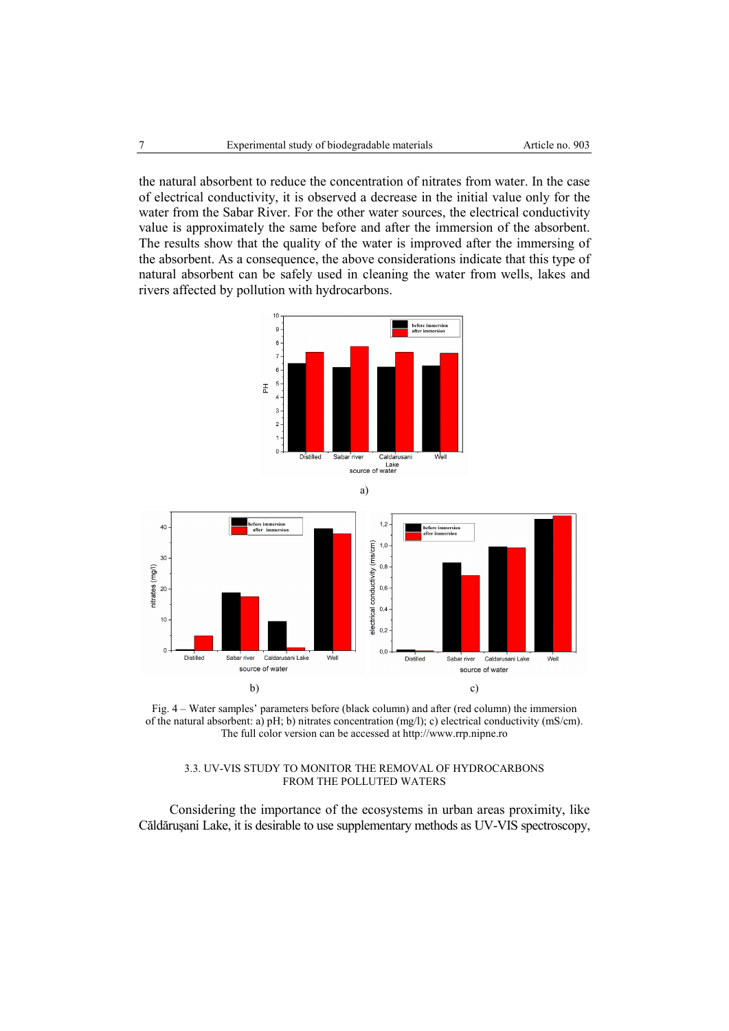the natural absorbent to reduce the concentration of nitrates from water. In the case of electrical conductivity, it is observed a decrease in the initial value only for the water from the Sabar River. For the other water sources, the electrical conductivity value is approximately the same before and after the immersion of the absorbent. The results show that the quality of the water is improved after the immersing of the absorbent. As a consequence, the above considerations indicate that this type of natural absorbent can be safely used in cleaning the water from wells, lakes and rivers affected by pollution with hydrocarbons.

a)

b) c)

Fig. 4 – Water samples' parameters before (black column) and after (red column) the immersion of the natural absorbent: a) pH; b) nitrates concentration (mg/l); c) electrical conductivity (mS/cm). The full color version can be accessed at http://www.rrp.nipne.ro

### 3.3. UV-VIS STUDY TO MONITOR THE REMOVAL OF HYDROCARBONS FROM THE POLLUTED WATERS

Considering the importance of the ecosystems in urban areas proximity, like Căldăruşani Lake, it is desirable to use supplementary methods as UV-VIS spectroscopy,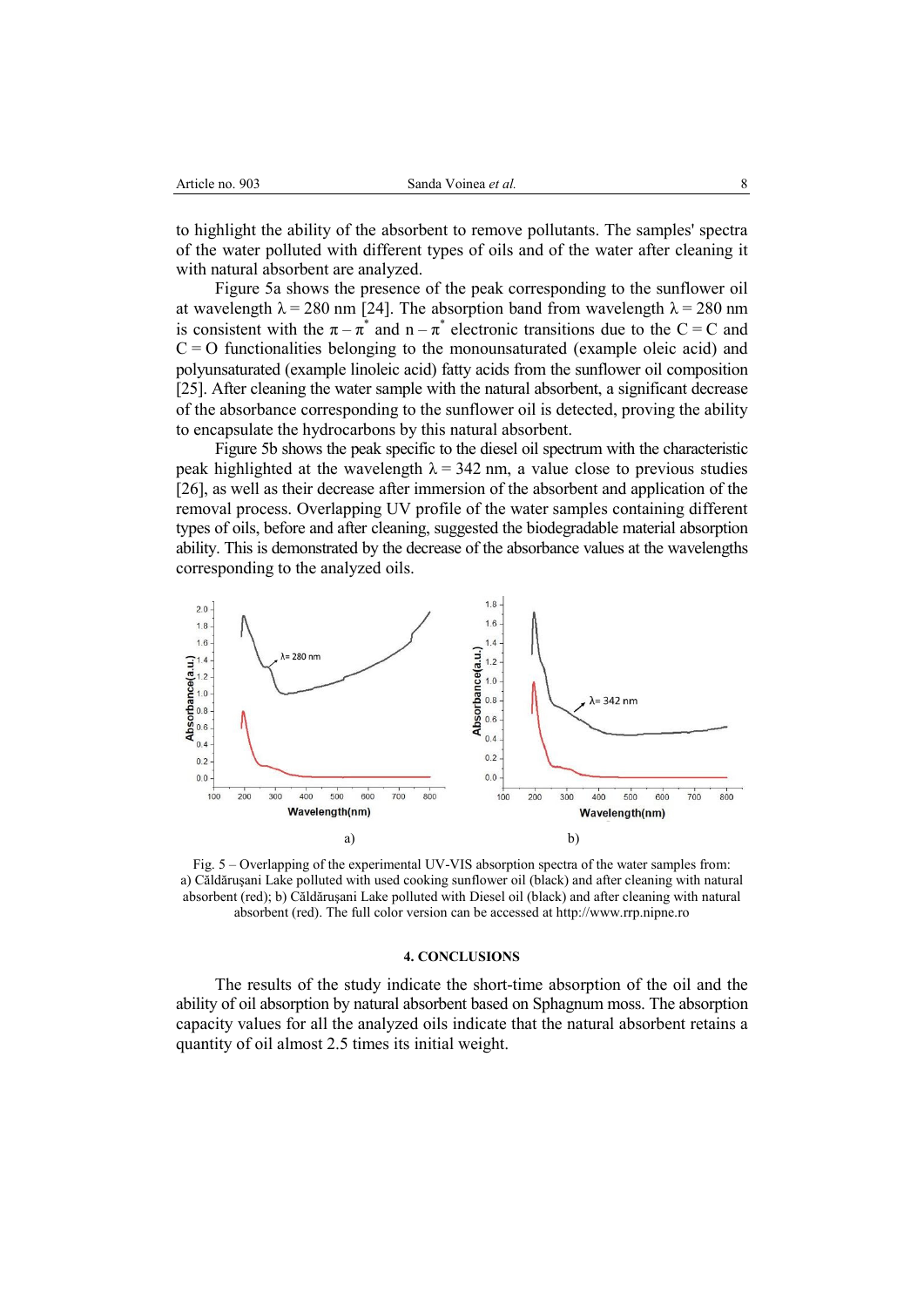to highlight the ability of the absorbent to remove pollutants. The samples' spectra of the water polluted with different types of oils and of the water after cleaning it with natural absorbent are analyzed.

Figure 5a shows the presence of the peak corresponding to the sunflower oil at wavelength $\lambda = 280$ nm [24]. The absorption band from wavelength $\lambda = 280$ nm is consistent with the $\pi - \pi^*$ and $n - \pi^*$ electronic transitions due to the $C = C$ and $C = O$ functionalities belonging to the monounsaturated (example oleic acid) and polyunsaturated (example linoleic acid) fatty acids from the sunflower oil composition [25]. After cleaning the water sample with the natural absorbent, a significant decrease of the absorbance corresponding to the sunflower oil is detected, proving the ability to encapsulate the hydrocarbons by this natural absorbent.

Figure 5b shows the peak specific to the diesel oil spectrum with the characteristic peak highlighted at the wavelength $\lambda = 342$ nm, a value close to previous studies [26], as well as their decrease after immersion of the absorbent and application of the removal process. Overlapping UV profile of the water samples containing different types of oils, before and after cleaning, suggested the biodegradable material absorption ability. This is demonstrated by the decrease of the absorbance values at the wavelengths corresponding to the analyzed oils.

Fig. 5 – Overlapping of the experimental UV-VIS absorption spectra of the water samples from: a) Căldăruşani Lake polluted with used cooking sunflower oil (black) and after cleaning with natural absorbent (red); b) Căldăruşani Lake polluted with Diesel oil (black) and after cleaning with natural absorbent (red). The full color version can be accessed at http://www.rrp.nipne.ro

## 4. CONCLUSIONS

The results of the study indicate the short-time absorption of the oil and the ability of oil absorption by natural absorbent based on Sphagnum moss. The absorption capacity values for all the analyzed oils indicate that the natural absorbent retains a quantity of oil almost 2.5 times its initial weight.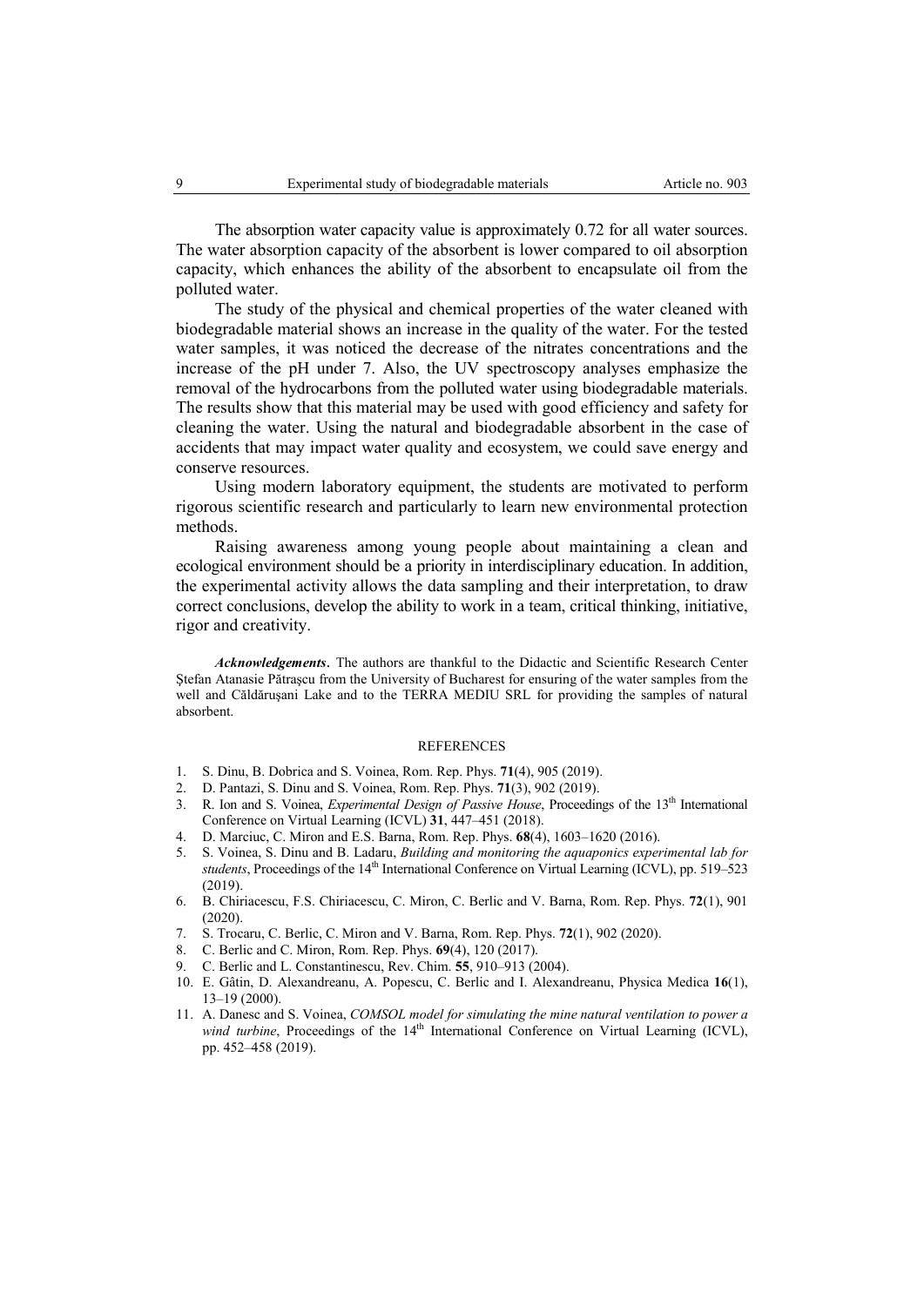The absorption water capacity value is approximately 0.72 for all water sources. The water absorption capacity of the absorbent is lower compared to oil absorption capacity, which enhances the ability of the absorbent to encapsulate oil from the polluted water.

The study of the physical and chemical properties of the water cleaned with biodegradable material shows an increase in the quality of the water. For the tested water samples, it was noticed the decrease of the nitrates concentrations and the increase of the pH under 7. Also, the UV spectroscopy analyses emphasize the removal of the hydrocarbons from the polluted water using biodegradable materials. The results show that this material may be used with good efficiency and safety for cleaning the water. Using the natural and biodegradable absorbent in the case of accidents that may impact water quality and ecosystem, we could save energy and conserve resources.

Using modern laboratory equipment, the students are motivated to perform rigorous scientific research and particularly to learn new environmental protection methods.

Raising awareness among young people about maintaining a clean and ecological environment should be a priority in interdisciplinary education. In addition, the experimental activity allows the data sampling and their interpretation, to draw correct conclusions, develop the ability to work in a team, critical thinking, initiative, rigor and creativity.

***Acknowledgements***. The authors are thankful to the Didactic and Scientific Research Center Ştefan Atanasie Pătraşcu from the University of Bucharest for ensuring of the water samples from the well and Căldăruşani Lake and to the TERRA MEDIU SRL for providing the samples of natural absorbent.

## REFERENCES

1. S. Dinu, B. Dobrica and S. Voinea, Rom. Rep. Phys. **71**(4), 905 (2019).
2. D. Pantazi, S. Dinu and S. Voinea, Rom. Rep. Phys. **71**(3), 902 (2019).
3. R. Ion and S. Voinea, *Experimental Design of Passive House*, Proceedings of the 13th International Conference on Virtual Learning (ICVL) **31**, 447–451 (2018).
4. D. Marciuc, C. Miron and E.S. Barna, Rom. Rep. Phys. **68**(4), 1603–1620 (2016).
5. S. Voinea, S. Dinu and B. Ladaru, *Building and monitoring the aquaponics experimental lab for students*, Proceedings of the 14th International Conference on Virtual Learning (ICVL), pp. 519–523 (2019).
6. B. Chiriacescu, F.S. Chiriacescu, C. Miron, C. Berlic and V. Barna, Rom. Rep. Phys. **72**(1), 901 (2020).
7. S. Trocaru, C. Berlic, C. Miron and V. Barna, Rom. Rep. Phys. **72**(1), 902 (2020).
8. C. Berlic and C. Miron, Rom. Rep. Phys. **69**(4), 120 (2017).
9. C. Berlic and L. Constantinescu, Rev. Chim. **55**, 910–913 (2004).
10. E. Gâtin, D. Alexandreanu, A. Popescu, C. Berlic and I. Alexandreanu, Physica Medica **16**(1), 13–19 (2000).
11. A. Danesc and S. Voinea, *COMSOL model for simulating the mine natural ventilation to power a wind turbine*, Proceedings of the 14th International Conference on Virtual Learning (ICVL), pp. 452–458 (2019).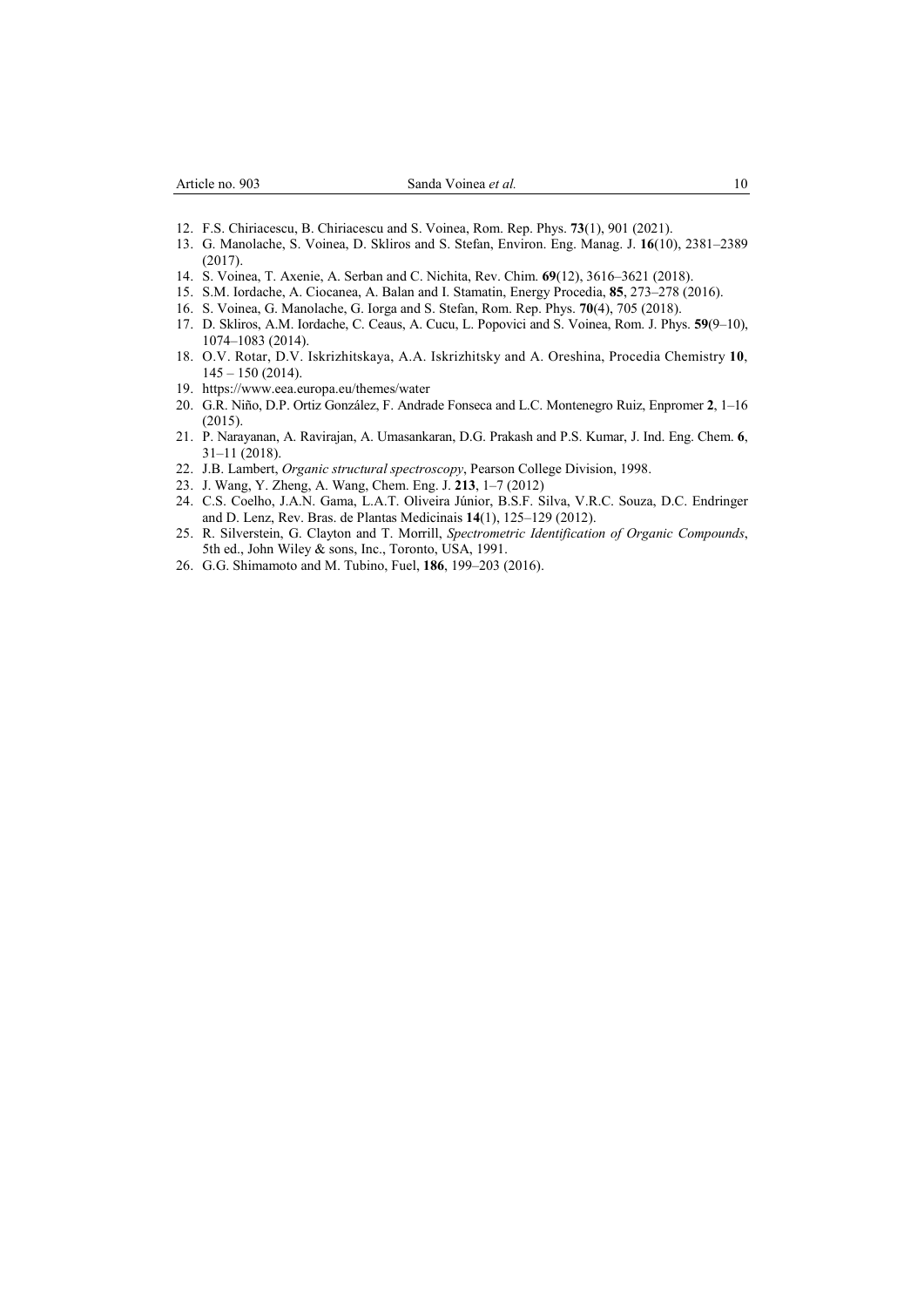12. F.S. Chiriacescu, B. Chiriacescu and S. Voinea, Rom. Rep. Phys. **73**(1), 901 (2021).
13. G. Manolache, S. Voinea, D. Skliros and S. Stefan, Environ. Eng. Manag. J. **16**(10), 2381–2389 (2017).
14. S. Voinea, T. Axenie, A. Serban and C. Nichita, Rev. Chim. **69**(12), 3616–3621 (2018).
15. S.M. Iordache, A. Ciocanea, A. Balan and I. Stamatin, Energy Procedia, **85**, 273–278 (2016).
16. S. Voinea, G. Manolache, G. Iorga and S. Stefan, Rom. Rep. Phys. **70**(4), 705 (2018).
17. D. Skliros, A.M. Iordache, C. Ceaus, A. Cucu, L. Popovici and S. Voinea, Rom. J. Phys. **59**(9–10), 1074–1083 (2014).
18. O.V. Rotar, D.V. Iskrizhitskaya, A.A. Iskrizhitsky and A. Oreshina, Procedia Chemistry **10**, 145 – 150 (2014).
19. https://www.eea.europa.eu/themes/water
20. G.R. Niño, D.P. Ortiz González, F. Andrade Fonseca and L.C. Montenegro Ruiz, Enpromer **2**, 1–16 (2015).
21. P. Narayanan, A. Ravirajan, A. Umasankaran, D.G. Prakash and P.S. Kumar, J. Ind. Eng. Chem. **6**, 31–11 (2018).
22. J.B. Lambert, *Organic structural spectroscopy*, Pearson College Division, 1998.
23. J. Wang, Y. Zheng, A. Wang, Chem. Eng. J. **213**, 1–7 (2012)
24. C.S. Coelho, J.A.N. Gama, L.A.T. Oliveira Júnior, B.S.F. Silva, V.R.C. Souza, D.C. Endringer and D. Lenz, Rev. Bras. de Plantas Medicinais **14**(1), 125–129 (2012).
25. R. Silverstein, G. Clayton and T. Morrill, *Spectrometric Identification of Organic Compounds*, 5th ed., John Wiley & sons, Inc., Toronto, USA, 1991.
26. G.G. Shimamoto and M. Tubino, Fuel, **186**, 199–203 (2016).